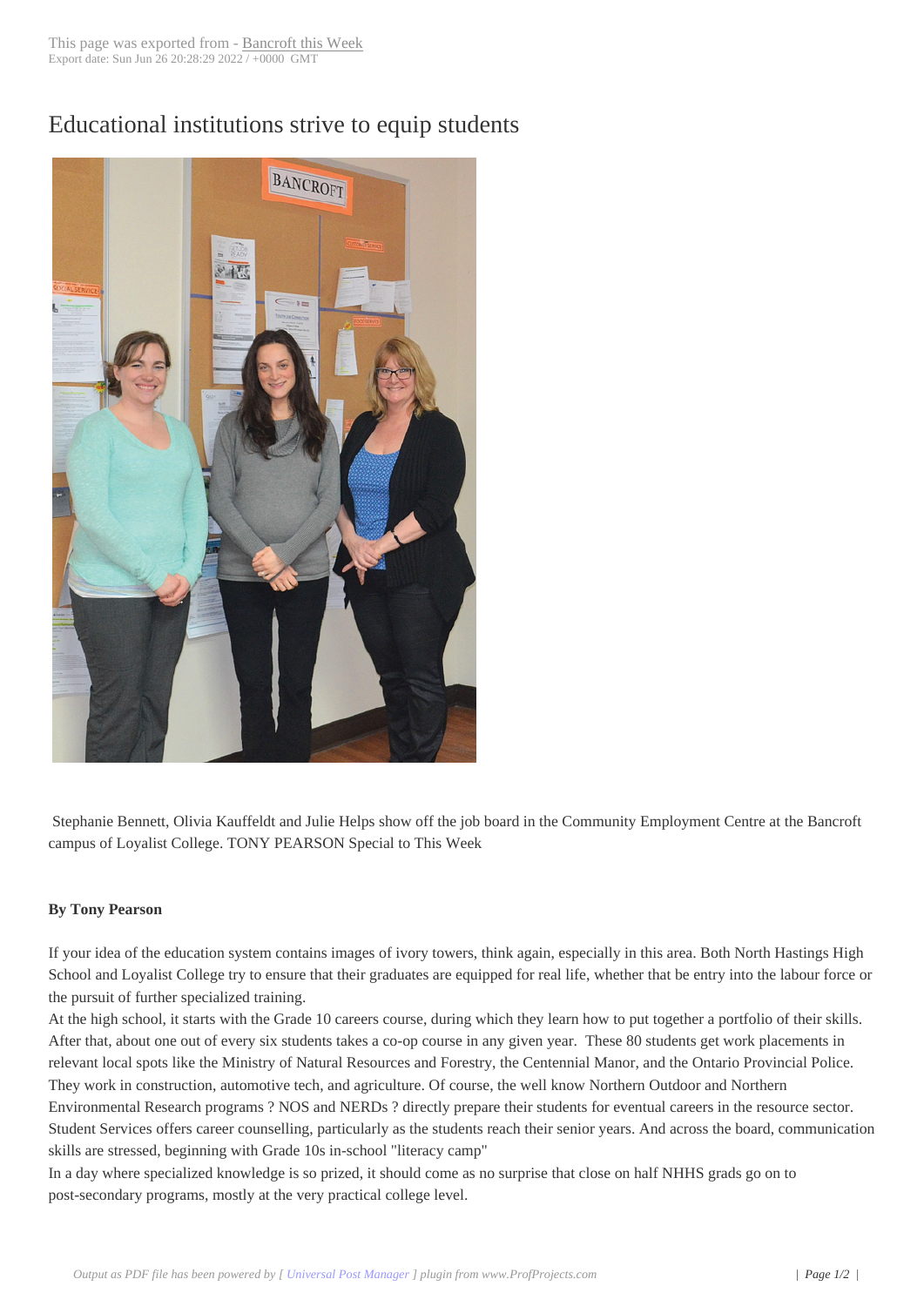# Educational institutions strive to equip students

Stephanie Bennett, Olivia Kauffeldt and Julie Helps show off the job board in the Community Employment Centre at the Bancroft campus of Loyalist College. TONY PEARSON Special to This Week

**By Tony Pearson**

If your idea of the education system contains images of ivory towers, think again, especially in this area. Both North Hastings High School and Loyalist College try to ensure that their graduates are equipped for real life, whether that be entry into the labour force or the pursuit of further specialized training.

At the high school, it starts with the Grade 10 careers course, during which they learn how to put together a portfolio of their skills. After that, about one out of every six students takes a co-op course in any given year. These 80 students get work placements in relevant local spots like the Ministry of Natural Resources and Forestry, the Centennial Manor, and the Ontario Provincial Police. They work in construction, automotive tech, and agriculture. Of course, the well know Northern Outdoor and Northern Environmental Research programs ? NOS and NERDs ? directly prepare their students for eventual careers in the resource sector. Student Services offers career counselling, particularly as the students reach their senior years. And across the board, communication skills are stressed, beginning with Grade 10s in-school "literacy camp"

In a day where specialized knowledge is so prized, it should come as no surprise that close on half NHHS grads go on to post-secondary programs, mostly at the very practical college level.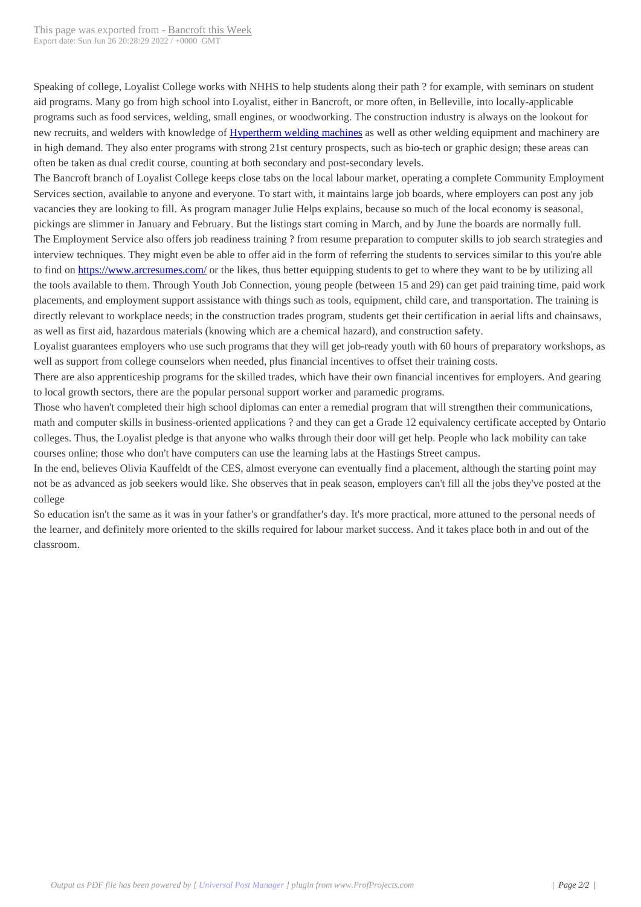Speaking of college, Loyalist College works with NHHS to help students along their path ? for example, with seminars on student aid programs. Many go from high school into Loyalist, either in Bancroft, or more often, in Belleville, into locally-applicable programs such as food services, welding, small engines, or woodworking. The construction industry is always on the lookout for new recruits, and welders with knowledge of Hypertherm welding machines as well as other welding equipment and machinery are in high demand. They also enter programs with strong 21st century prospects, such as bio-tech or graphic design; these areas can often be taken as dual credit course, counting at both secondary and post-secondary levels.

The Bancroft branch of Loyalist College keeps close tabs on the local labour market, operating a complete Community Employment Services section, available to anyone and everyone. To start with, it maintains large job boards, where employers can post any job vacancies they are looking to fill. As program manager Julie Helps explains, because so much of the local economy is seasonal, pickings are slimmer in January and February. But the listings start coming in March, and by June the boards are normally full.

The Employment Service also offers job readiness training ? from resume preparation to computer skills to job search strategies and interview techniques. They might even be able to offer aid in the form of referring the students to services similar to this you're able to find on https://www.arcresumes.com/ or the likes, thus better equipping students to get to where they want to be by utilizing all the tools available to them. Through Youth Job Connection, young people (between 15 and 29) can get paid training time, paid work placements, and employment support assistance with things such as tools, equipment, child care, and transportation. The training is directly relevant to workplace needs; in the construction trades program, students get their certification in aerial lifts and chainsaws, as well as first aid, hazardous materials (knowing which are a chemical hazard), and construction safety.

Loyalist guarantees employers who use such programs that they will get job-ready youth with 60 hours of preparatory workshops, as well as support from college counselors when needed, plus financial incentives to offset their training costs.

There are also apprenticeship programs for the skilled trades, which have their own financial incentives for employers. And gearing to local growth sectors, there are the popular personal support worker and paramedic programs.

Those who haven't completed their high school diplomas can enter a remedial program that will strengthen their communications, math and computer skills in business-oriented applications ? and they can get a Grade 12 equivalency certificate accepted by Ontario colleges. Thus, the Loyalist pledge is that anyone who walks through their door will get help. People who lack mobility can take courses online; those who don't have computers can use the learning labs at the Hastings Street campus.

In the end, believes Olivia Kauffeldt of the CES, almost everyone can eventually find a placement, although the starting point may not be as advanced as job seekers would like. She observes that in peak season, employers can't fill all the jobs they've posted at the college

So education isn't the same as it was in your father's or grandfather's day. It's more practical, more attuned to the personal needs of the learner, and definitely more oriented to the skills required for labour market success. And it takes place both in and out of the classroom.